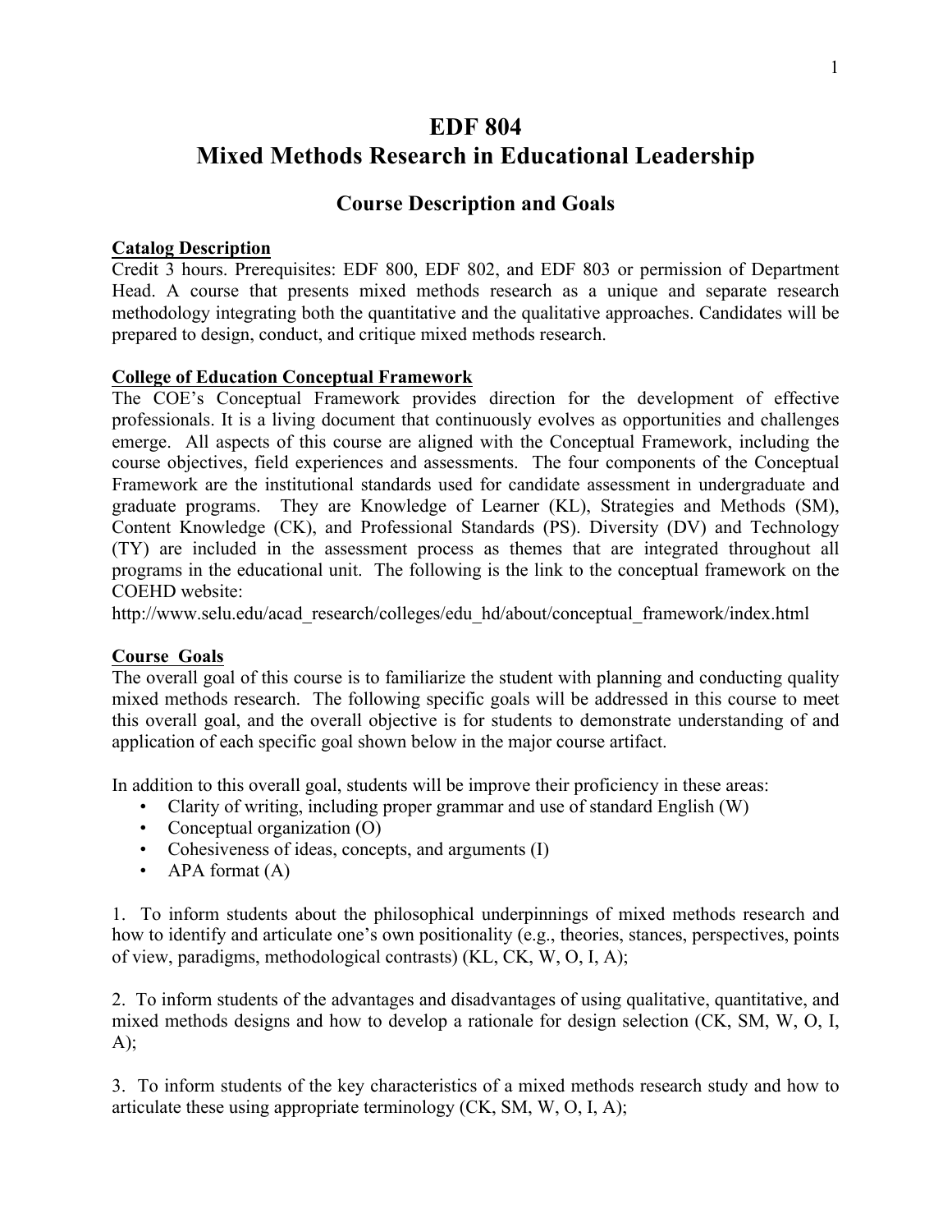# EDF 804
# Mixed Methods Research in Educational Leadership

## Course Description and Goals

**Catalog Description**

Credit 3 hours. Prerequisites: EDF 800, EDF 802, and EDF 803 or permission of Department Head. A course that presents mixed methods research as a unique and separate research methodology integrating both the quantitative and the qualitative approaches. Candidates will be prepared to design, conduct, and critique mixed methods research.

**College of Education Conceptual Framework**

The COE's Conceptual Framework provides direction for the development of effective professionals. It is a living document that continuously evolves as opportunities and challenges emerge. All aspects of this course are aligned with the Conceptual Framework, including the course objectives, field experiences and assessments. The four components of the Conceptual Framework are the institutional standards used for candidate assessment in undergraduate and graduate programs. They are Knowledge of Learner (KL), Strategies and Methods (SM), Content Knowledge (CK), and Professional Standards (PS). Diversity (DV) and Technology (TY) are included in the assessment process as themes that are integrated throughout all programs in the educational unit. The following is the link to the conceptual framework on the COEHD website:
http://www.selu.edu/acad_research/colleges/edu_hd/about/conceptual_framework/index.html

**Course Goals**

The overall goal of this course is to familiarize the student with planning and conducting quality mixed methods research. The following specific goals will be addressed in this course to meet this overall goal, and the overall objective is for students to demonstrate understanding of and application of each specific goal shown below in the major course artifact.

In addition to this overall goal, students will be improve their proficiency in these areas:

- Clarity of writing, including proper grammar and use of standard English (W)
- Conceptual organization (O)
- Cohesiveness of ideas, concepts, and arguments (I)
- APA format (A)

1. To inform students about the philosophical underpinnings of mixed methods research and how to identify and articulate one's own positionality (e.g., theories, stances, perspectives, points of view, paradigms, methodological contrasts) (KL, CK, W, O, I, A);

2. To inform students of the advantages and disadvantages of using qualitative, quantitative, and mixed methods designs and how to develop a rationale for design selection (CK, SM, W, O, I, A);

3. To inform students of the key characteristics of a mixed methods research study and how to articulate these using appropriate terminology (CK, SM, W, O, I, A);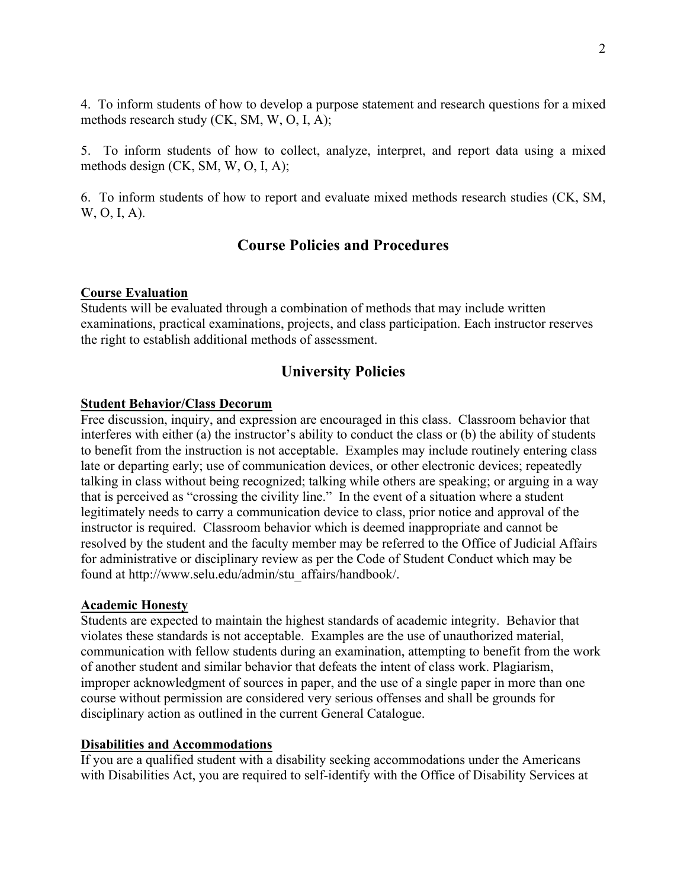4. To inform students of how to develop a purpose statement and research questions for a mixed methods research study (CK, SM, W, O, I, A);

5. To inform students of how to collect, analyze, interpret, and report data using a mixed methods design (CK, SM, W, O, I, A);

6. To inform students of how to report and evaluate mixed methods research studies (CK, SM, W, O, I, A).

## Course Policies and Procedures

**Course Evaluation**

Students will be evaluated through a combination of methods that may include written examinations, practical examinations, projects, and class participation. Each instructor reserves the right to establish additional methods of assessment.

## University Policies

**Student Behavior/Class Decorum**

Free discussion, inquiry, and expression are encouraged in this class. Classroom behavior that interferes with either (a) the instructor's ability to conduct the class or (b) the ability of students to benefit from the instruction is not acceptable. Examples may include routinely entering class late or departing early; use of communication devices, or other electronic devices; repeatedly talking in class without being recognized; talking while others are speaking; or arguing in a way that is perceived as "crossing the civility line." In the event of a situation where a student legitimately needs to carry a communication device to class, prior notice and approval of the instructor is required. Classroom behavior which is deemed inappropriate and cannot be resolved by the student and the faculty member may be referred to the Office of Judicial Affairs for administrative or disciplinary review as per the Code of Student Conduct which may be found at http://www.selu.edu/admin/stu_affairs/handbook/.

**Academic Honesty**

Students are expected to maintain the highest standards of academic integrity. Behavior that violates these standards is not acceptable. Examples are the use of unauthorized material, communication with fellow students during an examination, attempting to benefit from the work of another student and similar behavior that defeats the intent of class work. Plagiarism, improper acknowledgment of sources in paper, and the use of a single paper in more than one course without permission are considered very serious offenses and shall be grounds for disciplinary action as outlined in the current General Catalogue.

**Disabilities and Accommodations**

If you are a qualified student with a disability seeking accommodations under the Americans with Disabilities Act, you are required to self-identify with the Office of Disability Services at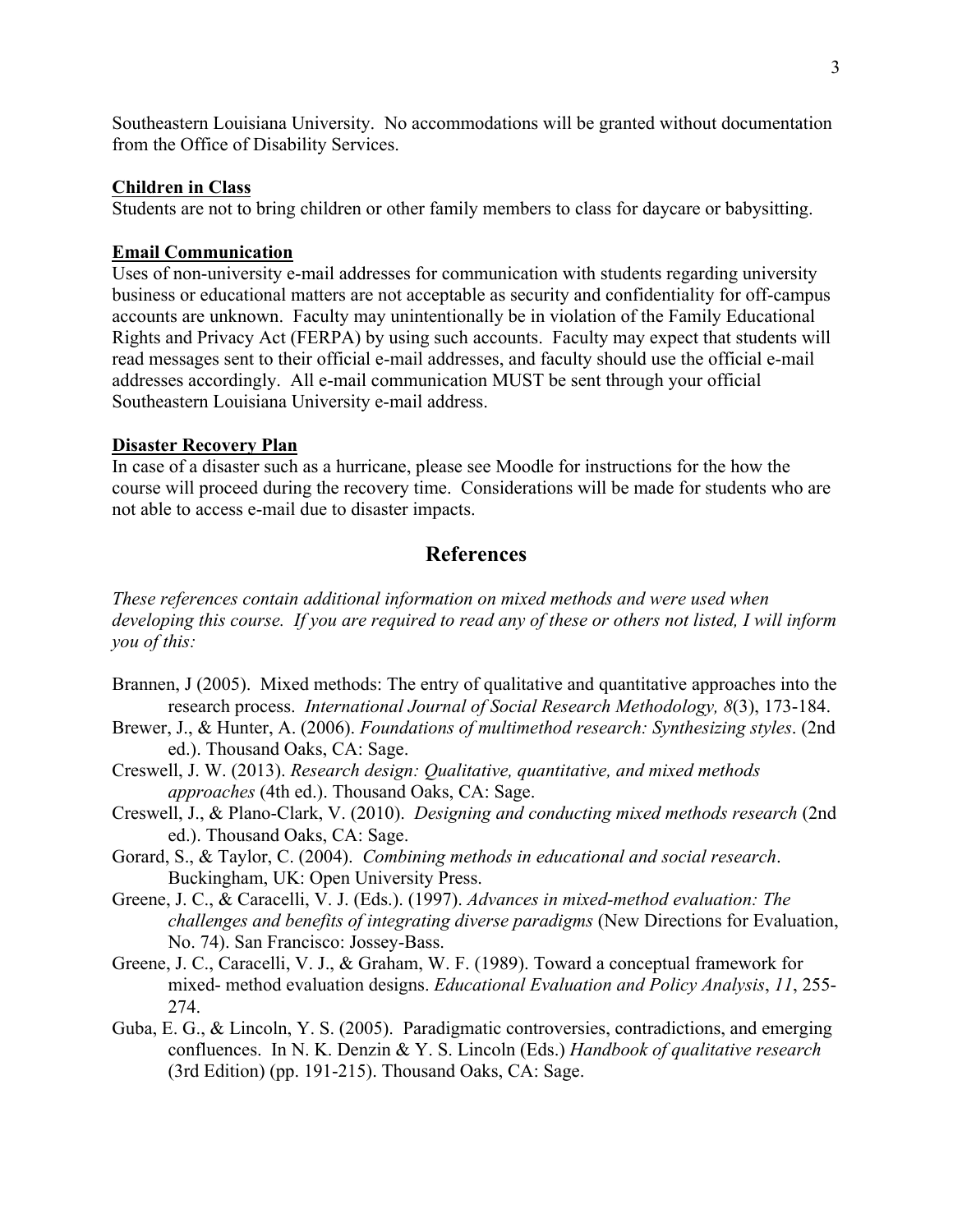Southeastern Louisiana University. No accommodations will be granted without documentation from the Office of Disability Services.

**Children in Class**

Students are not to bring children or other family members to class for daycare or babysitting.

**Email Communication**

Uses of non-university e-mail addresses for communication with students regarding university business or educational matters are not acceptable as security and confidentiality for off-campus accounts are unknown. Faculty may unintentionally be in violation of the Family Educational Rights and Privacy Act (FERPA) by using such accounts. Faculty may expect that students will read messages sent to their official e-mail addresses, and faculty should use the official e-mail addresses accordingly. All e-mail communication MUST be sent through your official Southeastern Louisiana University e-mail address.

**Disaster Recovery Plan**

In case of a disaster such as a hurricane, please see Moodle for instructions for the how the course will proceed during the recovery time. Considerations will be made for students who are not able to access e-mail due to disaster impacts.

## References

*These references contain additional information on mixed methods and were used when developing this course. If you are required to read any of these or others not listed, I will inform you of this:*

Brannen, J (2005). Mixed methods: The entry of qualitative and quantitative approaches into the research process. *International Journal of Social Research Methodology, 8*(3), 173-184.

Brewer, J., & Hunter, A. (2006). *Foundations of multimethod research: Synthesizing styles*. (2nd ed.). Thousand Oaks, CA: Sage.

Creswell, J. W. (2013). *Research design: Qualitative, quantitative, and mixed methods approaches* (4th ed.). Thousand Oaks, CA: Sage.

Creswell, J., & Plano-Clark, V. (2010). *Designing and conducting mixed methods research* (2nd ed.). Thousand Oaks, CA: Sage.

Gorard, S., & Taylor, C. (2004). *Combining methods in educational and social research*. Buckingham, UK: Open University Press.

Greene, J. C., & Caracelli, V. J. (Eds.). (1997). *Advances in mixed-method evaluation: The challenges and benefits of integrating diverse paradigms* (New Directions for Evaluation, No. 74). San Francisco: Jossey-Bass.

Greene, J. C., Caracelli, V. J., & Graham, W. F. (1989). Toward a conceptual framework for mixed- method evaluation designs. *Educational Evaluation and Policy Analysis*, *11*, 255-274.

Guba, E. G., & Lincoln, Y. S. (2005). Paradigmatic controversies, contradictions, and emerging confluences. In N. K. Denzin & Y. S. Lincoln (Eds.) *Handbook of qualitative research* (3rd Edition) (pp. 191-215). Thousand Oaks, CA: Sage.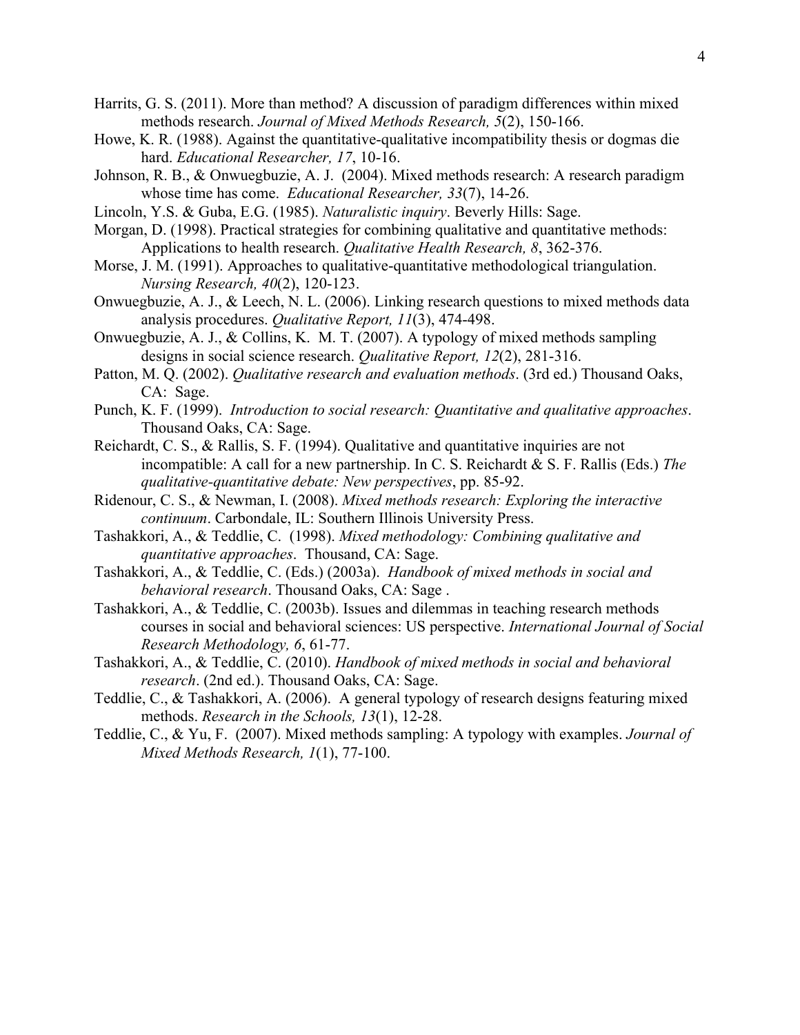Harrits, G. S. (2011). More than method? A discussion of paradigm differences within mixed methods research. *Journal of Mixed Methods Research, 5*(2), 150-166.

Howe, K. R. (1988). Against the quantitative-qualitative incompatibility thesis or dogmas die hard. *Educational Researcher, 17*, 10-16.

Johnson, R. B., & Onwuegbuzie, A. J. (2004). Mixed methods research: A research paradigm whose time has come. *Educational Researcher, 33*(7), 14-26.

Lincoln, Y.S. & Guba, E.G. (1985). *Naturalistic inquiry*. Beverly Hills: Sage.

Morgan, D. (1998). Practical strategies for combining qualitative and quantitative methods: Applications to health research. *Qualitative Health Research, 8*, 362-376.

Morse, J. M. (1991). Approaches to qualitative-quantitative methodological triangulation. *Nursing Research, 40*(2), 120-123.

Onwuegbuzie, A. J., & Leech, N. L. (2006). Linking research questions to mixed methods data analysis procedures. *Qualitative Report, 11*(3), 474-498.

Onwuegbuzie, A. J., & Collins, K. M. T. (2007). A typology of mixed methods sampling designs in social science research. *Qualitative Report, 12*(2), 281-316.

Patton, M. Q. (2002). *Qualitative research and evaluation methods*. (3rd ed.) Thousand Oaks, CA: Sage.

Punch, K. F. (1999). *Introduction to social research: Quantitative and qualitative approaches*. Thousand Oaks, CA: Sage.

Reichardt, C. S., & Rallis, S. F. (1994). Qualitative and quantitative inquiries are not incompatible: A call for a new partnership. In C. S. Reichardt & S. F. Rallis (Eds.) *The qualitative-quantitative debate: New perspectives*, pp. 85-92.

Ridenour, C. S., & Newman, I. (2008). *Mixed methods research: Exploring the interactive continuum*. Carbondale, IL: Southern Illinois University Press.

Tashakkori, A., & Teddlie, C. (1998). *Mixed methodology: Combining qualitative and quantitative approaches*. Thousand, CA: Sage.

Tashakkori, A., & Teddlie, C. (Eds.) (2003a). *Handbook of mixed methods in social and behavioral research*. Thousand Oaks, CA: Sage .

Tashakkori, A., & Teddlie, C. (2003b). Issues and dilemmas in teaching research methods courses in social and behavioral sciences: US perspective. *International Journal of Social Research Methodology, 6*, 61-77.

Tashakkori, A., & Teddlie, C. (2010). *Handbook of mixed methods in social and behavioral research*. (2nd ed.). Thousand Oaks, CA: Sage.

Teddlie, C., & Tashakkori, A. (2006). A general typology of research designs featuring mixed methods. *Research in the Schools, 13*(1), 12-28.

Teddlie, C., & Yu, F. (2007). Mixed methods sampling: A typology with examples. *Journal of Mixed Methods Research, 1*(1), 77-100.